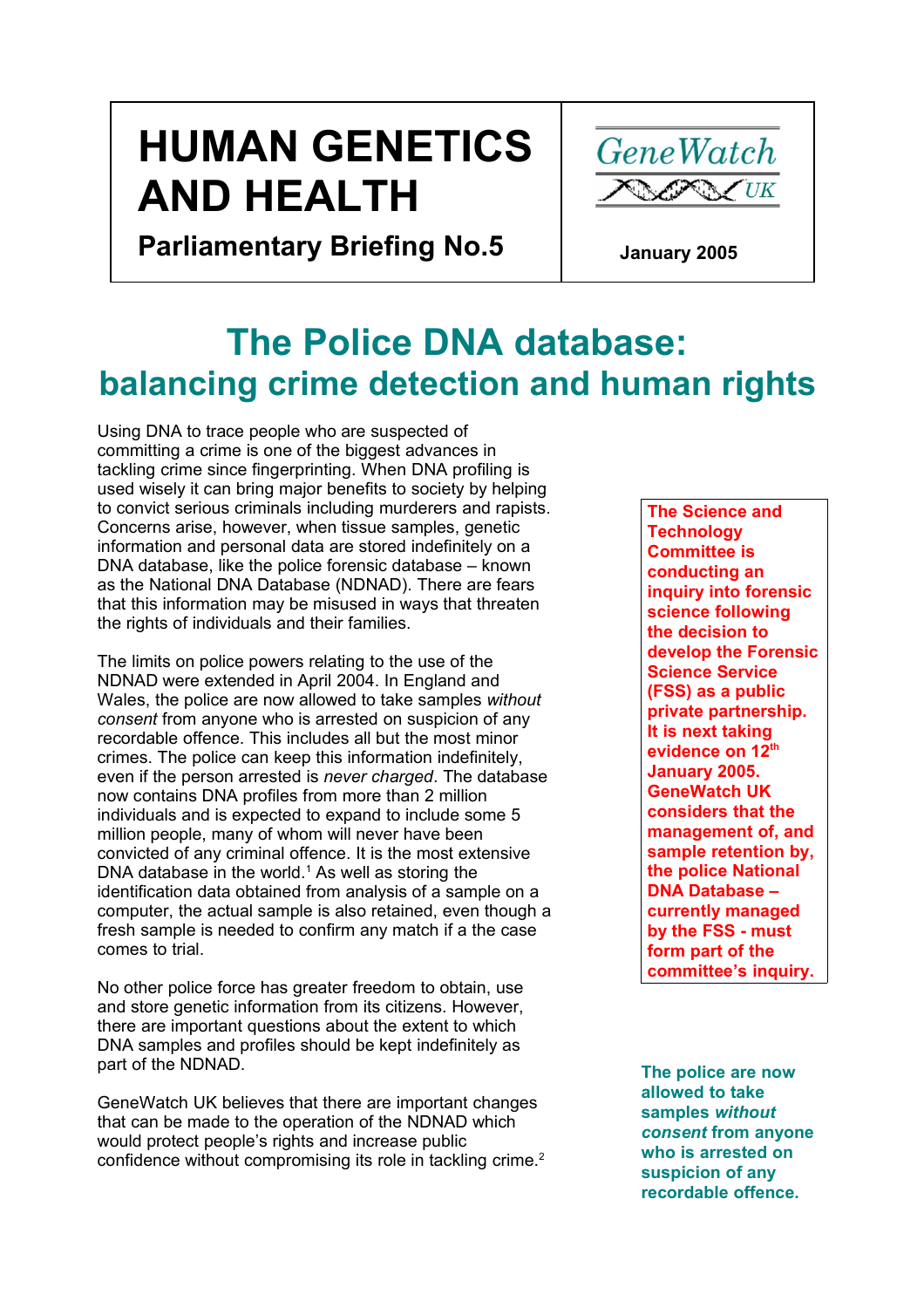# HUMAN GENETICS AND HEALTH

**Parliamentary Briefing No.5**

GeneWatch UK

**January 2005**

# The Police DNA database: balancing crime detection and human rights

Using DNA to trace people who are suspected of committing a crime is one of the biggest advances in tackling crime since fingerprinting. When DNA profiling is used wisely it can bring major benefits to society by helping to convict serious criminals including murderers and rapists. Concerns arise, however, when tissue samples, genetic information and personal data are stored indefinitely on a DNA database, like the police forensic database – known as the National DNA Database (NDNAD). There are fears that this information may be misused in ways that threaten the rights of individuals and their families.

**The Science and Technology Committee is conducting an inquiry into forensic science following the decision to develop the Forensic Science Service (FSS) as a public private partnership. It is next taking evidence on 12th January 2005. GeneWatch UK considers that the management of, and sample retention by, the police National DNA Database – currently managed by the FSS - must form part of the committee's inquiry.**

The limits on police powers relating to the use of the NDNAD were extended in April 2004. In England and Wales, the police are now allowed to take samples *without consent* from anyone who is arrested on suspicion of any recordable offence. This includes all but the most minor crimes. The police can keep this information indefinitely, even if the person arrested is *never charged*. The database now contains DNA profiles from more than 2 million individuals and is expected to expand to include some 5 million people, many of whom will never have been convicted of any criminal offence. It is the most extensive DNA database in the world.[1] As well as storing the identification data obtained from analysis of a sample on a computer, the actual sample is also retained, even though a fresh sample is needed to confirm any match if a the case comes to trial.

No other police force has greater freedom to obtain, use and store genetic information from its citizens. However, there are important questions about the extent to which DNA samples and profiles should be kept indefinitely as part of the NDNAD.

**The police are now allowed to take samples *without consent* from anyone who is arrested on suspicion of any recordable offence.**

GeneWatch UK believes that there are important changes that can be made to the operation of the NDNAD which would protect people's rights and increase public confidence without compromising its role in tackling crime.[2]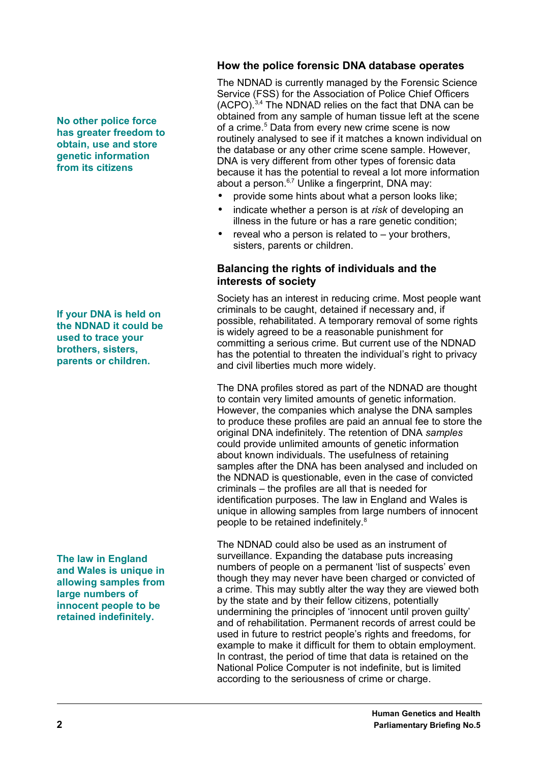> **No other police force has greater freedom to obtain, use and store genetic information from its citizens**

## How the police forensic DNA database operates

The NDNAD is currently managed by the Forensic Science Service (FSS) for the Association of Police Chief Officers (ACPO).[3,4] The NDNAD relies on the fact that DNA can be obtained from any sample of human tissue left at the scene of a crime.[5] Data from every new crime scene is now routinely analysed to see if it matches a known individual on the database or any other crime scene sample. However, DNA is very different from other types of forensic data because it has the potential to reveal a lot more information about a person.[6,7] Unlike a fingerprint, DNA may:

- provide some hints about what a person looks like;
- indicate whether a person is at *risk* of developing an illness in the future or has a rare genetic condition;
- reveal who a person is related to – your brothers, sisters, parents or children.

## Balancing the rights of individuals and the interests of society

> **If your DNA is held on the NDNAD it could be used to trace your brothers, sisters, parents or children.**

Society has an interest in reducing crime. Most people want criminals to be caught, detained if necessary and, if possible, rehabilitated. A temporary removal of some rights is widely agreed to be a reasonable punishment for committing a serious crime. But current use of the NDNAD has the potential to threaten the individual's right to privacy and civil liberties much more widely.

The DNA profiles stored as part of the NDNAD are thought to contain very limited amounts of genetic information. However, the companies which analyse the DNA samples to produce these profiles are paid an annual fee to store the original DNA indefinitely. The retention of DNA *samples* could provide unlimited amounts of genetic information about known individuals. The usefulness of retaining samples after the DNA has been analysed and included on the NDNAD is questionable, even in the case of convicted criminals – the profiles are all that is needed for identification purposes. The law in England and Wales is unique in allowing samples from large numbers of innocent people to be retained indefinitely.[8]

> **The law in England and Wales is unique in allowing samples from large numbers of innocent people to be retained indefinitely.**

The NDNAD could also be used as an instrument of surveillance. Expanding the database puts increasing numbers of people on a permanent 'list of suspects' even though they may never have been charged or convicted of a crime. This may subtly alter the way they are viewed both by the state and by their fellow citizens, potentially undermining the principles of 'innocent until proven guilty' and of rehabilitation. Permanent records of arrest could be used in future to restrict people's rights and freedoms, for example to make it difficult for them to obtain employment. In contrast, the period of time that data is retained on the National Police Computer is not indefinite, but is limited according to the seriousness of crime or charge.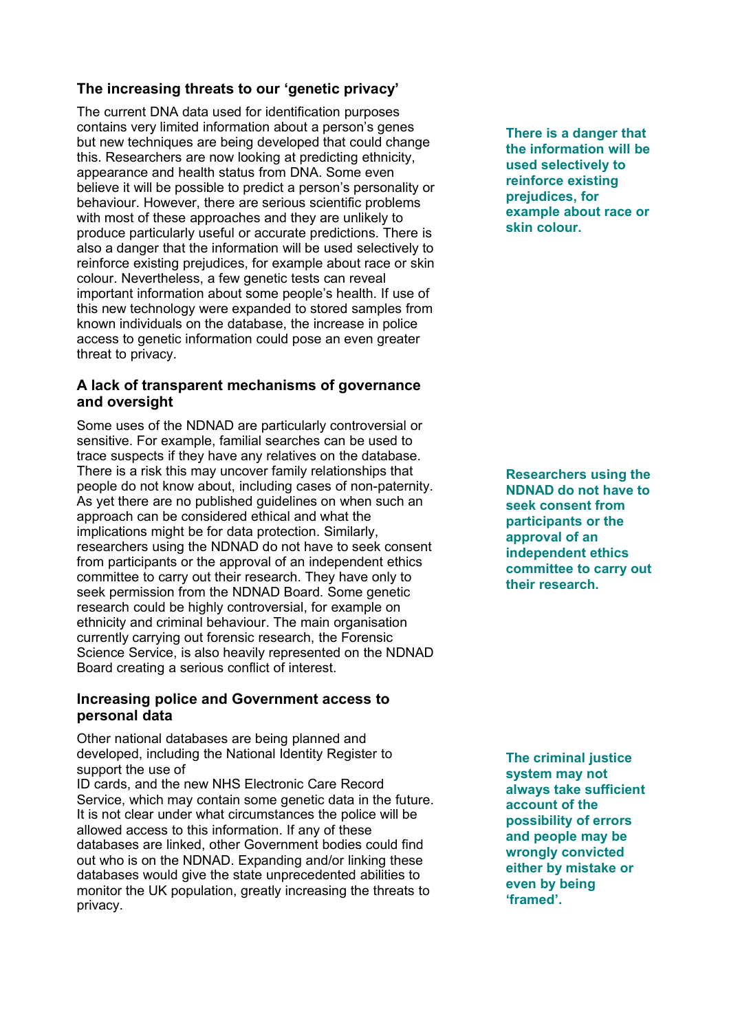### The increasing threats to our 'genetic privacy'

The current DNA data used for identification purposes contains very limited information about a person's genes but new techniques are being developed that could change this. Researchers are now looking at predicting ethnicity, appearance and health status from DNA. Some even believe it will be possible to predict a person's personality or behaviour. However, there are serious scientific problems with most of these approaches and they are unlikely to produce particularly useful or accurate predictions. There is also a danger that the information will be used selectively to reinforce existing prejudices, for example about race or skin colour. Nevertheless, a few genetic tests can reveal important information about some people's health. If use of this new technology were expanded to stored samples from known individuals on the database, the increase in police access to genetic information could pose an even greater threat to privacy.

**There is a danger that the information will be used selectively to reinforce existing prejudices, for example about race or skin colour.**

### A lack of transparent mechanisms of governance and oversight

Some uses of the NDNAD are particularly controversial or sensitive. For example, familial searches can be used to trace suspects if they have any relatives on the database. There is a risk this may uncover family relationships that people do not know about, including cases of non-paternity. As yet there are no published guidelines on when such an approach can be considered ethical and what the implications might be for data protection. Similarly, researchers using the NDNAD do not have to seek consent from participants or the approval of an independent ethics committee to carry out their research. They have only to seek permission from the NDNAD Board. Some genetic research could be highly controversial, for example on ethnicity and criminal behaviour. The main organisation currently carrying out forensic research, the Forensic Science Service, is also heavily represented on the NDNAD Board creating a serious conflict of interest.

**Researchers using the NDNAD do not have to seek consent from participants or the approval of an independent ethics committee to carry out their research.**

### Increasing police and Government access to personal data

Other national databases are being planned and developed, including the National Identity Register to support the use of ID cards, and the new NHS Electronic Care Record Service, which may contain some genetic data in the future. It is not clear under what circumstances the police will be allowed access to this information. If any of these databases are linked, other Government bodies could find out who is on the NDNAD. Expanding and/or linking these databases would give the state unprecedented abilities to monitor the UK population, greatly increasing the threats to privacy.

**The criminal justice system may not always take sufficient account of the possibility of errors and people may be wrongly convicted either by mistake or even by being 'framed'.**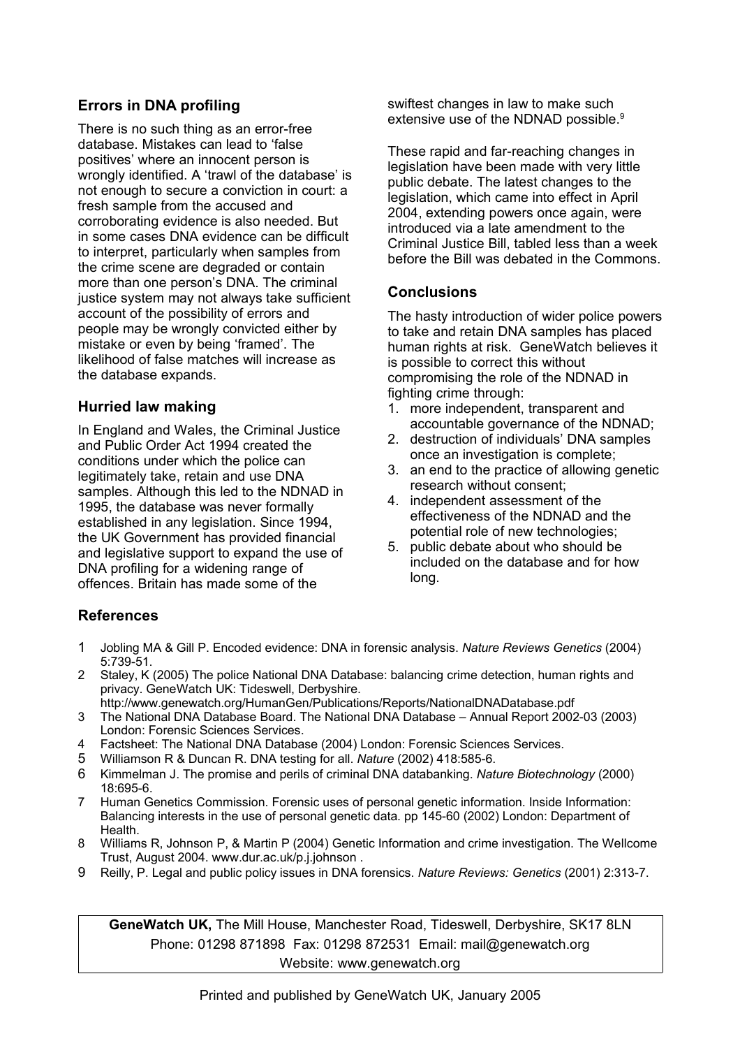## Errors in DNA profiling

There is no such thing as an error-free database. Mistakes can lead to 'false positives' where an innocent person is wrongly identified. A 'trawl of the database' is not enough to secure a conviction in court: a fresh sample from the accused and corroborating evidence is also needed. But in some cases DNA evidence can be difficult to interpret, particularly when samples from the crime scene are degraded or contain more than one person's DNA. The criminal justice system may not always take sufficient account of the possibility of errors and people may be wrongly convicted either by mistake or even by being 'framed'. The likelihood of false matches will increase as the database expands.

## Hurried law making

In England and Wales, the Criminal Justice and Public Order Act 1994 created the conditions under which the police can legitimately take, retain and use DNA samples. Although this led to the NDNAD in 1995, the database was never formally established in any legislation. Since 1994, the UK Government has provided financial and legislative support to expand the use of DNA profiling for a widening range of offences. Britain has made some of the swiftest changes in law to make such extensive use of the NDNAD possible.[9]

These rapid and far-reaching changes in legislation have been made with very little public debate. The latest changes to the legislation, which came into effect in April 2004, extending powers once again, were introduced via a late amendment to the Criminal Justice Bill, tabled less than a week before the Bill was debated in the Commons.

## Conclusions

The hasty introduction of wider police powers to take and retain DNA samples has placed human rights at risk. GeneWatch believes it is possible to correct this without compromising the role of the NDNAD in fighting crime through:

1. more independent, transparent and accountable governance of the NDNAD;
2. destruction of individuals' DNA samples once an investigation is complete;
3. an end to the practice of allowing genetic research without consent;
4. independent assessment of the effectiveness of the NDNAD and the potential role of new technologies;
5. public debate about who should be included on the database and for how long.

## References

1. Jobling MA & Gill P. Encoded evidence: DNA in forensic analysis. *Nature Reviews Genetics* (2004) 5:739-51.
2. Staley, K (2005) The police National DNA Database: balancing crime detection, human rights and privacy. GeneWatch UK: Tideswell, Derbyshire. http://www.genewatch.org/HumanGen/Publications/Reports/NationalDNADatabase.pdf
3. The National DNA Database Board. The National DNA Database – Annual Report 2002-03 (2003) London: Forensic Sciences Services.
4. Factsheet: The National DNA Database (2004) London: Forensic Sciences Services.
5. Williamson R & Duncan R. DNA testing for all. *Nature* (2002) 418:585-6.
6. Kimmelman J. The promise and perils of criminal DNA databanking. *Nature Biotechnology* (2000) 18:695-6.
7. Human Genetics Commission. Forensic uses of personal genetic information. Inside Information: Balancing interests in the use of personal genetic data. pp 145-60 (2002) London: Department of Health.
8. Williams R, Johnson P, & Martin P (2004) Genetic Information and crime investigation. The Wellcome Trust, August 2004. www.dur.ac.uk/p.j.johnson .
9. Reilly, P. Legal and public policy issues in DNA forensics. *Nature Reviews: Genetics* (2001) 2:313-7.

**GeneWatch UK,** The Mill House, Manchester Road, Tideswell, Derbyshire, SK17 8LN
Phone: 01298 871898 Fax: 01298 872531 Email: mail@genewatch.org
Website: www.genewatch.org

Printed and published by GeneWatch UK, January 2005